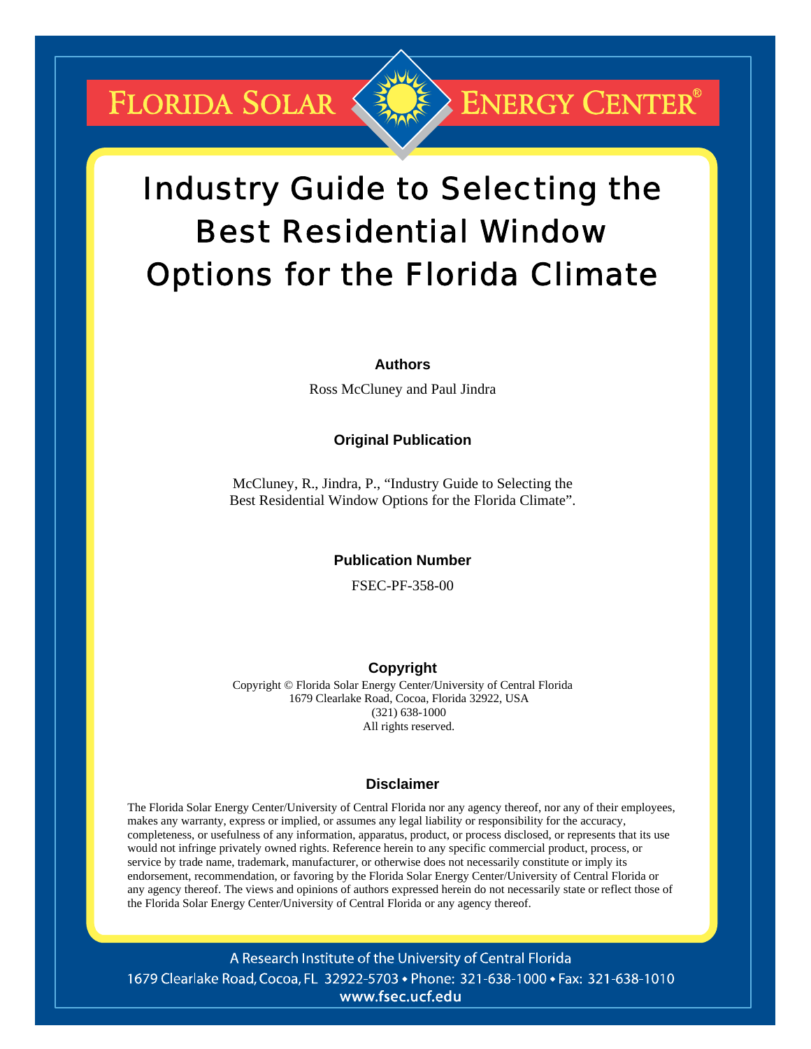FLORIDA SOLAR ENERGY CENTER®

# Industry Guide to Selecting the Best Residential Window Options for the Florida Climate

**Authors**

Ross McCluney and Paul Jindra

**Original Publication**

McCluney, R., Jindra, P., "Industry Guide to Selecting the Best Residential Window Options for the Florida Climate".

**Publication Number**

FSEC-PF-358-00

**Copyright**

Copyright © Florida Solar Energy Center/University of Central Florida
1679 Clearlake Road, Cocoa, Florida 32922, USA
(321) 638-1000
All rights reserved.

**Disclaimer**

The Florida Solar Energy Center/University of Central Florida nor any agency thereof, nor any of their employees, makes any warranty, express or implied, or assumes any legal liability or responsibility for the accuracy, completeness, or usefulness of any information, apparatus, product, or process disclosed, or represents that its use would not infringe privately owned rights. Reference herein to any specific commercial product, process, or service by trade name, trademark, manufacturer, or otherwise does not necessarily constitute or imply its endorsement, recommendation, or favoring by the Florida Solar Energy Center/University of Central Florida or any agency thereof. The views and opinions of authors expressed herein do not necessarily state or reflect those of the Florida Solar Energy Center/University of Central Florida or any agency thereof.

A Research Institute of the University of Central Florida
1679 Clearlake Road, Cocoa, FL 32922-5703 • Phone: 321-638-1000 • Fax: 321-638-1010
www.fsec.ucf.edu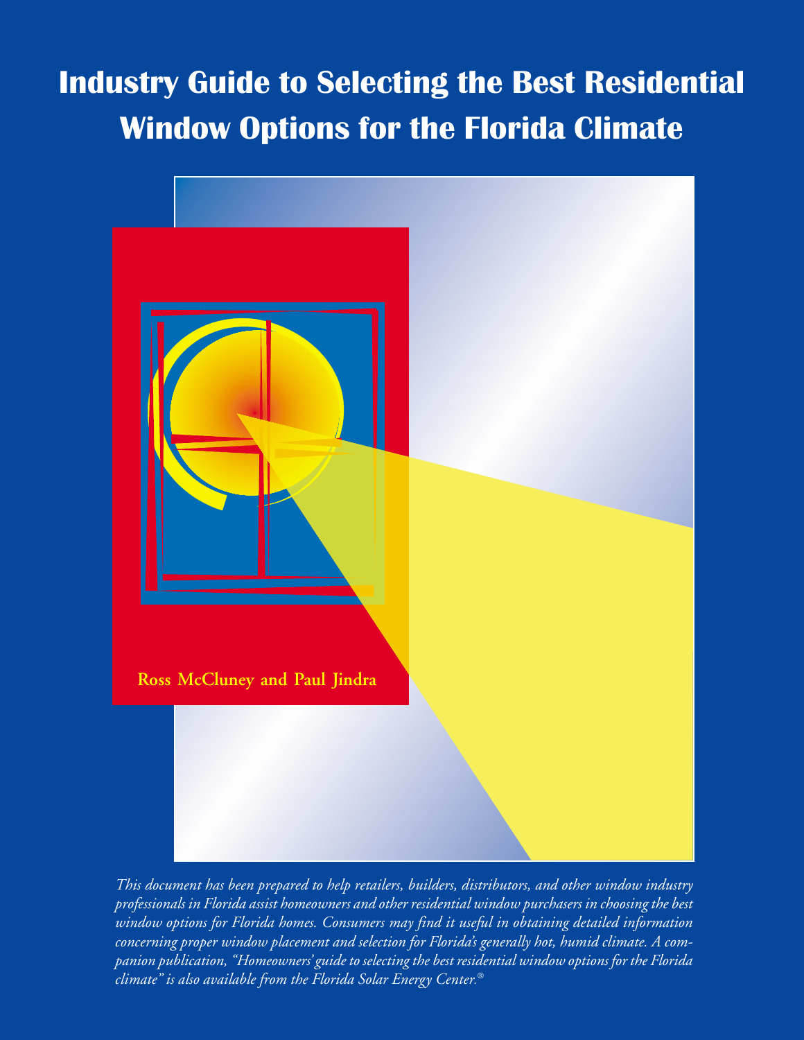# Industry Guide to Selecting the Best Residential Window Options for the Florida Climate

Ross McCluney and Paul Jindra

*This document has been prepared to help retailers, builders, distributors, and other window industry professionals in Florida assist homeowners and other residential window purchasers in choosing the best window options for Florida homes. Consumers may find it useful in obtaining detailed information concerning proper window placement and selection for Florida's generally hot, humid climate. A companion publication, "Homeowners' guide to selecting the best residential window options for the Florida climate" is also available from the Florida Solar Energy Center.®*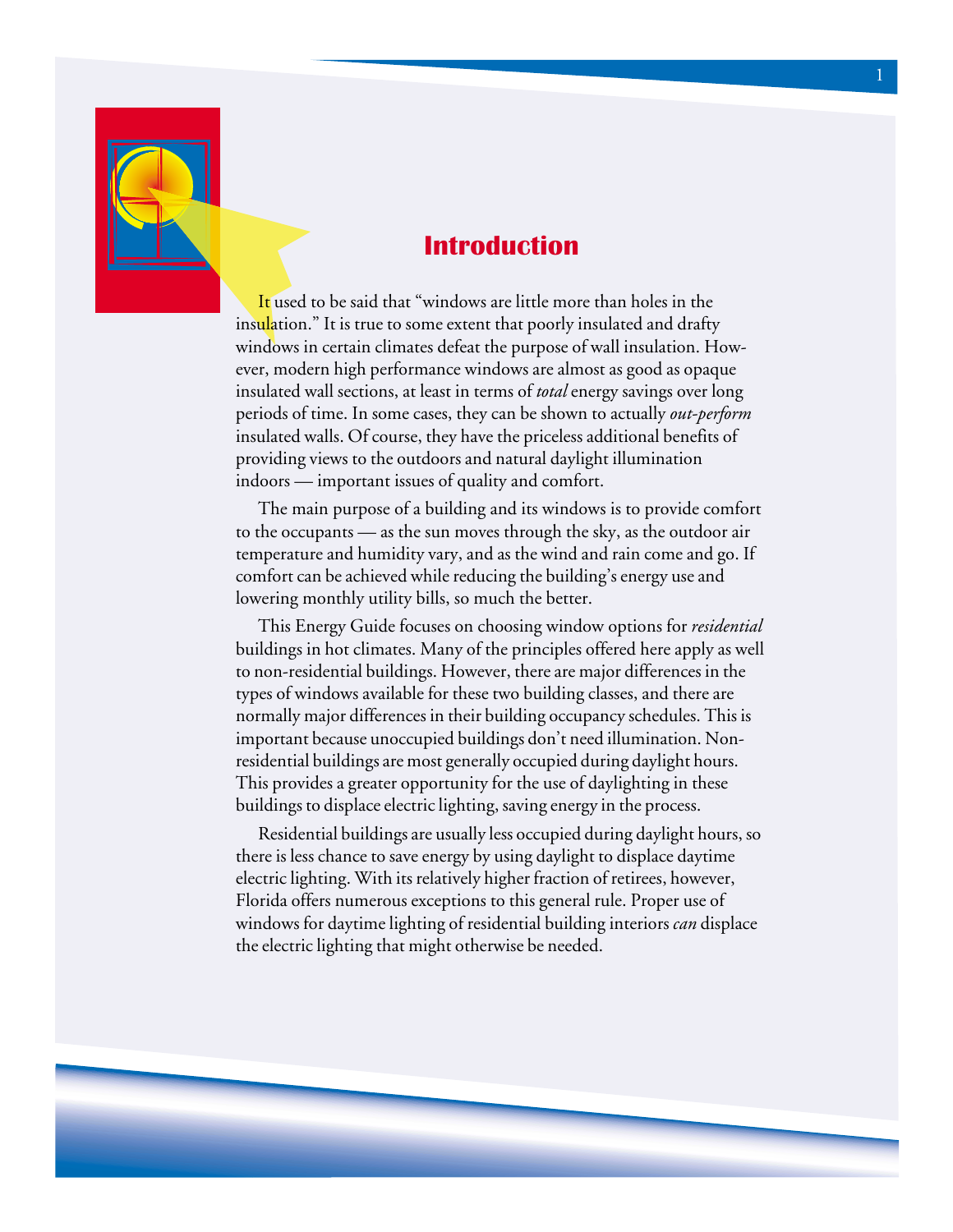# Introduction

It used to be said that "windows are little more than holes in the insulation." It is true to some extent that poorly insulated and drafty windows in certain climates defeat the purpose of wall insulation. However, modern high performance windows are almost as good as opaque insulated wall sections, at least in terms of *total* energy savings over long periods of time. In some cases, they can be shown to actually *out-perform* insulated walls. Of course, they have the priceless additional benefits of providing views to the outdoors and natural daylight illumination indoors — important issues of quality and comfort.

The main purpose of a building and its windows is to provide comfort to the occupants — as the sun moves through the sky, as the outdoor air temperature and humidity vary, and as the wind and rain come and go. If comfort can be achieved while reducing the building's energy use and lowering monthly utility bills, so much the better.

This Energy Guide focuses on choosing window options for *residential* buildings in hot climates. Many of the principles offered here apply as well to non-residential buildings. However, there are major differences in the types of windows available for these two building classes, and there are normally major differences in their building occupancy schedules. This is important because unoccupied buildings don't need illumination. Non-residential buildings are most generally occupied during daylight hours. This provides a greater opportunity for the use of daylighting in these buildings to displace electric lighting, saving energy in the process.

Residential buildings are usually less occupied during daylight hours, so there is less chance to save energy by using daylight to displace daytime electric lighting. With its relatively higher fraction of retirees, however, Florida offers numerous exceptions to this general rule. Proper use of windows for daytime lighting of residential building interiors *can* displace the electric lighting that might otherwise be needed.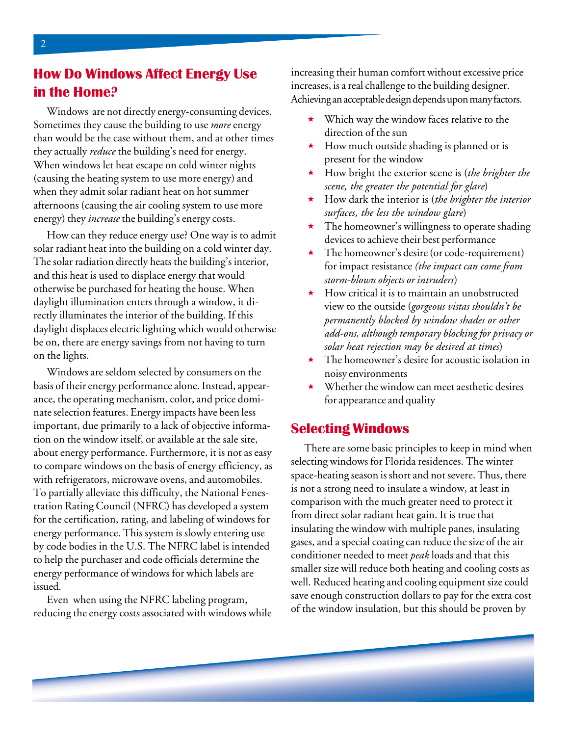## How Do Windows Affect Energy Use in the Home?

Windows are not directly energy-consuming devices. Sometimes they cause the building to use *more* energy than would be the case without them, and at other times they actually *reduce* the building's need for energy. When windows let heat escape on cold winter nights (causing the heating system to use more energy) and when they admit solar radiant heat on hot summer afternoons (causing the air cooling system to use more energy) they *increase* the building's energy costs.

How can they reduce energy use? One way is to admit solar radiant heat into the building on a cold winter day. The solar radiation directly heats the building's interior, and this heat is used to displace energy that would otherwise be purchased for heating the house. When daylight illumination enters through a window, it directly illuminates the interior of the building. If this daylight displaces electric lighting which would otherwise be on, there are energy savings from not having to turn on the lights.

Windows are seldom selected by consumers on the basis of their energy performance alone. Instead, appearance, the operating mechanism, color, and price dominate selection features. Energy impacts have been less important, due primarily to a lack of objective information on the window itself, or available at the sale site, about energy performance. Furthermore, it is not as easy to compare windows on the basis of energy efficiency, as with refrigerators, microwave ovens, and automobiles. To partially alleviate this difficulty, the National Fenestration Rating Council (NFRC) has developed a system for the certification, rating, and labeling of windows for energy performance. This system is slowly entering use by code bodies in the U.S. The NFRC label is intended to help the purchaser and code officials determine the energy performance of windows for which labels are issued.

Even when using the NFRC labeling program, reducing the energy costs associated with windows while increasing their human comfort without excessive price increases, is a real challenge to the building designer. Achieving an acceptable design depends upon many factors.

- Which way the window faces relative to the direction of the sun
- How much outside shading is planned or is present for the window
- How bright the exterior scene is (*the brighter the scene, the greater the potential for glare*)
- How dark the interior is (*the brighter the interior surfaces, the less the window glare*)
- The homeowner's willingness to operate shading devices to achieve their best performance
- The homeowner's desire (or code-requirement) for impact resistance *(the impact can come from storm-blown objects or intruders*)
- How critical it is to maintain an unobstructed view to the outside (*gorgeous vistas shouldn't be permanently blocked by window shades or other add-ons, although temporary blocking for privacy or solar heat rejection may be desired at times*)
- The homeowner's desire for acoustic isolation in noisy environments
- Whether the window can meet aesthetic desires for appearance and quality

## Selecting Windows

There are some basic principles to keep in mind when selecting windows for Florida residences. The winter space-heating season is short and not severe. Thus, there is not a strong need to insulate a window, at least in comparison with the much greater need to protect it from direct solar radiant heat gain. It is true that insulating the window with multiple panes, insulating gases, and a special coating can reduce the size of the air conditioner needed to meet *peak* loads and that this smaller size will reduce both heating and cooling costs as well. Reduced heating and cooling equipment size could save enough construction dollars to pay for the extra cost of the window insulation, but this should be proven by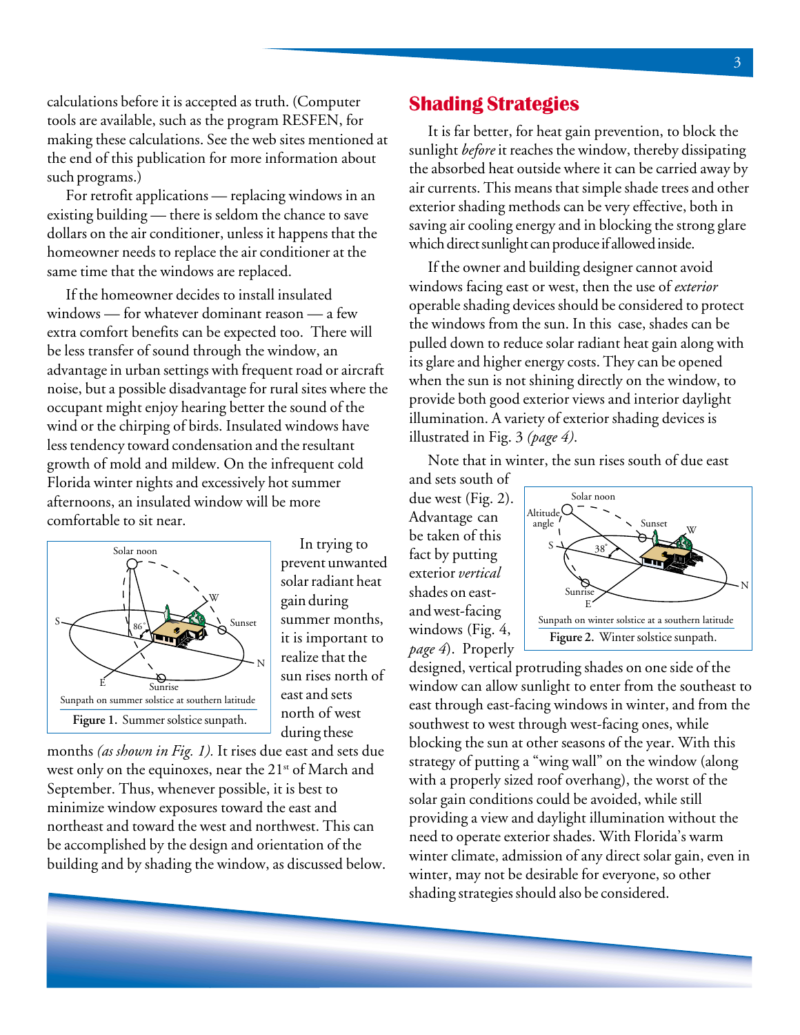calculations before it is accepted as truth. (Computer tools are available, such as the program RESFEN, for making these calculations. See the web sites mentioned at the end of this publication for more information about such programs.)

For retrofit applications — replacing windows in an existing building — there is seldom the chance to save dollars on the air conditioner, unless it happens that the homeowner needs to replace the air conditioner at the same time that the windows are replaced.

If the homeowner decides to install insulated windows — for whatever dominant reason — a few extra comfort benefits can be expected too. There will be less transfer of sound through the window, an advantage in urban settings with frequent road or aircraft noise, but a possible disadvantage for rural sites where the occupant might enjoy hearing better the sound of the wind or the chirping of birds. Insulated windows have less tendency toward condensation and the resultant growth of mold and mildew. On the infrequent cold Florida winter nights and excessively hot summer afternoons, an insulated window will be more comfortable to sit near.

Sunpath on summer solstice at southern latitude

**Figure 1.** Summer solstice sunpath.

In trying to prevent unwanted solar radiant heat gain during summer months, it is important to realize that the sun rises north of east and sets north of west during these months *(as shown in Fig. 1).* It rises due east and sets due west only on the equinoxes, near the 21st of March and September. Thus, whenever possible, it is best to minimize window exposures toward the east and northeast and toward the west and northwest. This can be accomplished by the design and orientation of the building and by shading the window, as discussed below.

## Shading Strategies

It is far better, for heat gain prevention, to block the sunlight *before* it reaches the window, thereby dissipating the absorbed heat outside where it can be carried away by air currents. This means that simple shade trees and other exterior shading methods can be very effective, both in saving air cooling energy and in blocking the strong glare which direct sunlight can produce if allowed inside.

If the owner and building designer cannot avoid windows facing east or west, then the use of *exterior* operable shading devices should be considered to protect the windows from the sun. In this case, shades can be pulled down to reduce solar radiant heat gain along with its glare and higher energy costs. They can be opened when the sun is not shining directly on the window, to provide both good exterior views and interior daylight illumination. A variety of exterior shading devices is illustrated in Fig. 3 *(page 4)*.

Note that in winter, the sun rises south of due east and sets south of due west (Fig. 2). Advantage can be taken of this fact by putting exterior *vertical* shades on east- and west-facing windows (Fig. 4, *page 4*). Properly designed, vertical protruding shades on one side of the window can allow sunlight to enter from the southeast to east through east-facing windows in winter, and from the southwest to west through west-facing ones, while blocking the sun at other seasons of the year. With this strategy of putting a "wing wall" on the window (along with a properly sized roof overhang), the worst of the solar gain conditions could be avoided, while still providing a view and daylight illumination without the need to operate exterior shades. With Florida's warm winter climate, admission of any direct solar gain, even in winter, may not be desirable for everyone, so other shading strategies should also be considered.

Sunpath on winter solstice at a southern latitude

**Figure 2.** Winter solstice sunpath.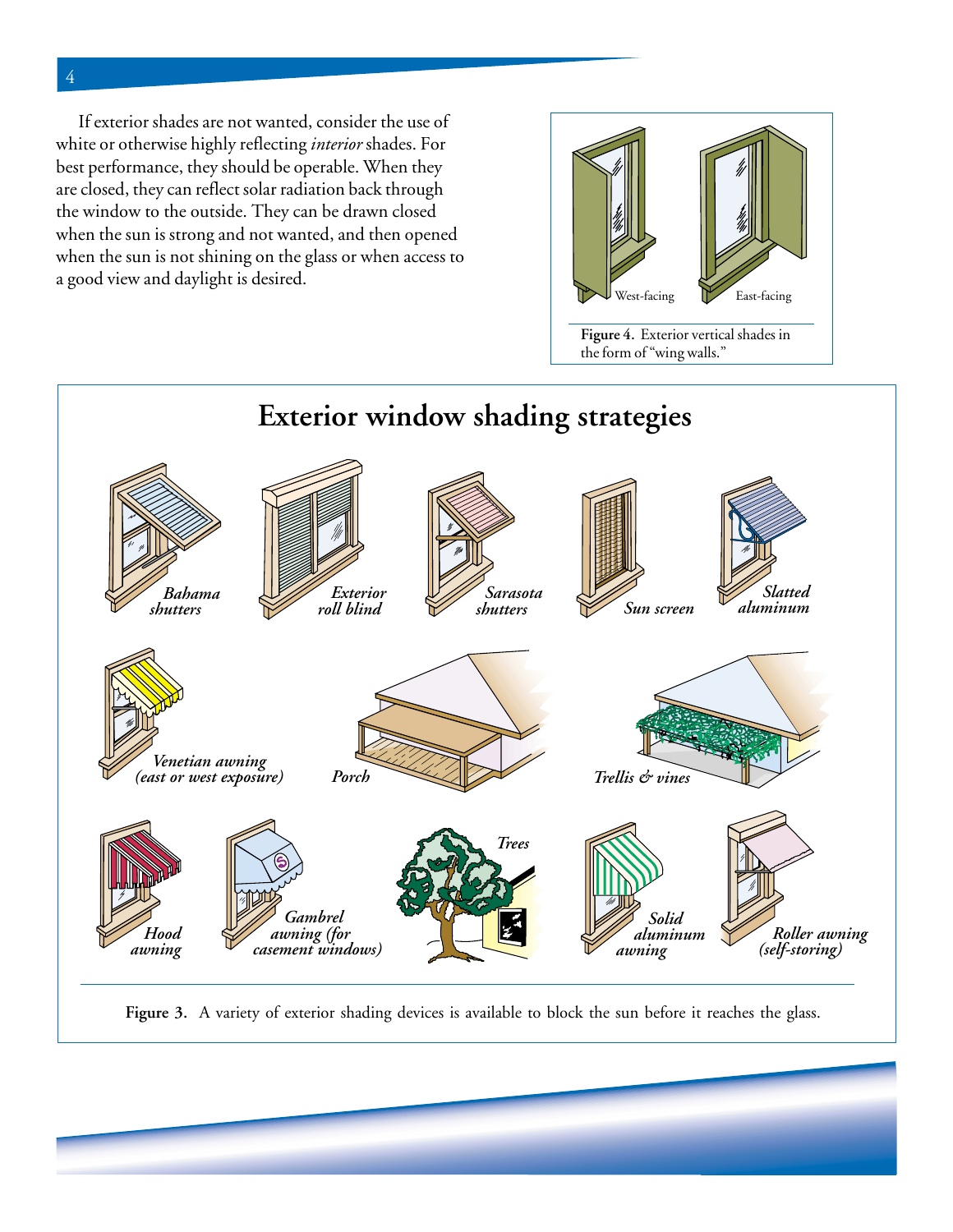If exterior shades are not wanted, consider the use of white or otherwise highly reflecting *interior* shades. For best performance, they should be operable. When they are closed, they can reflect solar radiation back through the window to the outside. They can be drawn closed when the sun is strong and not wanted, and then opened when the sun is not shining on the glass or when access to a good view and daylight is desired.

West-facing    East-facing

**Figure 4.** Exterior vertical shades in the form of "wing walls."

## Exterior window shading strategies

*Bahama shutters* · *Exterior roll blind* · *Sarasota shutters* · *Sun screen* · *Slatted aluminum*

*Venetian awning (east or west exposure)* · *Porch* · *Trellis & vines*

*Hood awning* · *Gambrel awning (for casement windows)* · *Trees* · *Solid aluminum awning* · *Roller awning (self-storing)*

**Figure 3.** A variety of exterior shading devices is available to block the sun before it reaches the glass.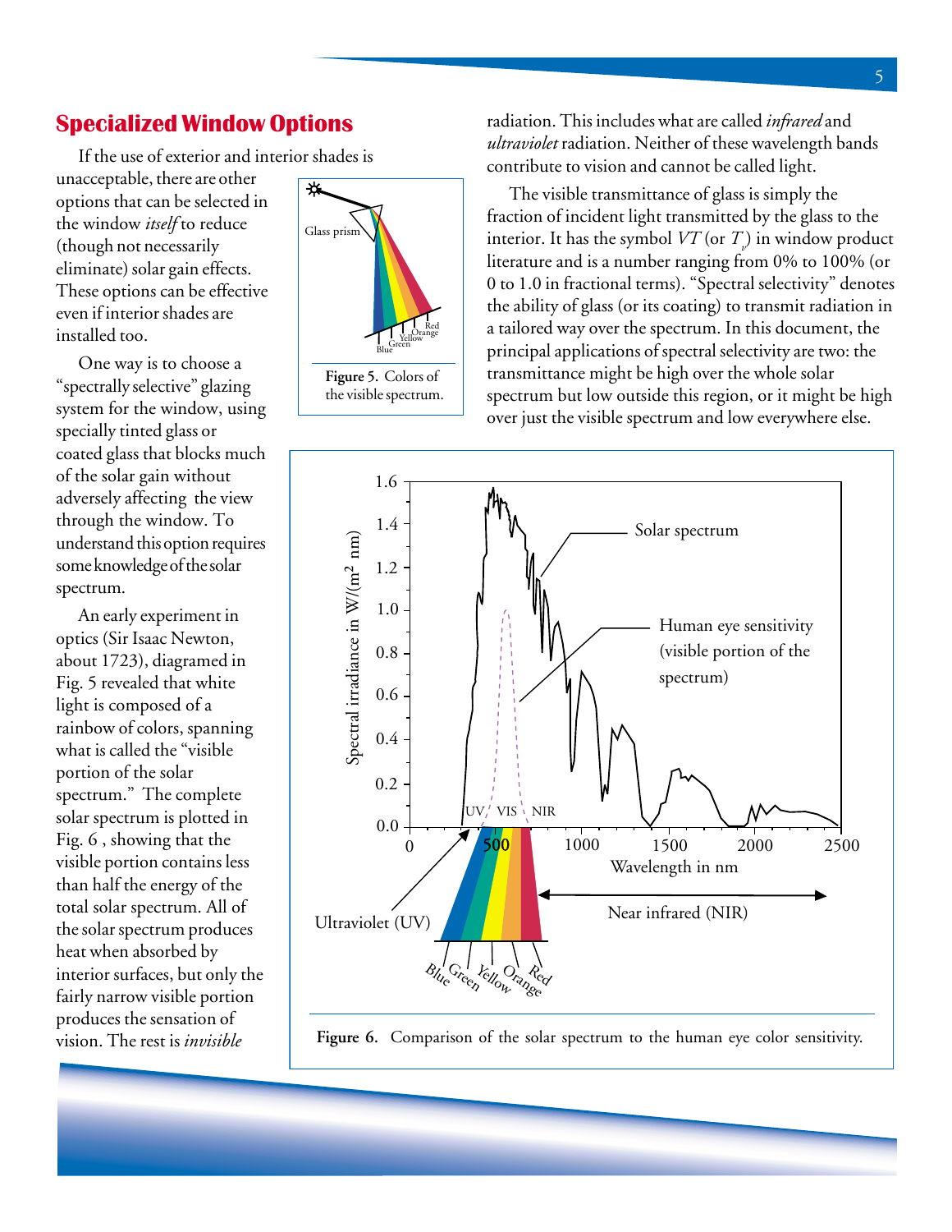## Specialized Window Options

If the use of exterior and interior shades is unacceptable, there are other options that can be selected in the window *itself* to reduce (though not necessarily eliminate) solar gain effects. These options can be effective even if interior shades are installed too.

One way is to choose a "spectrally selective" glazing system for the window, using specially tinted glass or coated glass that blocks much of the solar gain without adversely affecting the view through the window. To understand this option requires some knowledge of the solar spectrum.

An early experiment in optics (Sir Isaac Newton, about 1723), diagramed in Fig. 5 revealed that white light is composed of a rainbow of colors, spanning what is called the "visible portion of the solar spectrum." The complete solar spectrum is plotted in Fig. 6 , showing that the visible portion contains less than half the energy of the total solar spectrum. All of the solar spectrum produces heat when absorbed by interior surfaces, but only the fairly narrow visible portion produces the sensation of vision. The rest is *invisible* radiation. This includes what are called *infrared* and *ultraviolet* radiation. Neither of these wavelength bands contribute to vision and cannot be called light.

**Figure 5.** Colors of the visible spectrum.

The visible transmittance of glass is simply the fraction of incident light transmitted by the glass to the interior. It has the symbol *VT* (or $T_v$) in window product literature and is a number ranging from 0% to 100% (or 0 to 1.0 in fractional terms). "Spectral selectivity" denotes the ability of glass (or its coating) to transmit radiation in a tailored way over the spectrum. In this document, the principal applications of spectral selectivity are two: the transmittance might be high over the whole solar spectrum but low outside this region, or it might be high over just the visible spectrum and low everywhere else.

**Figure 6.** Comparison of the solar spectrum to the human eye color sensitivity.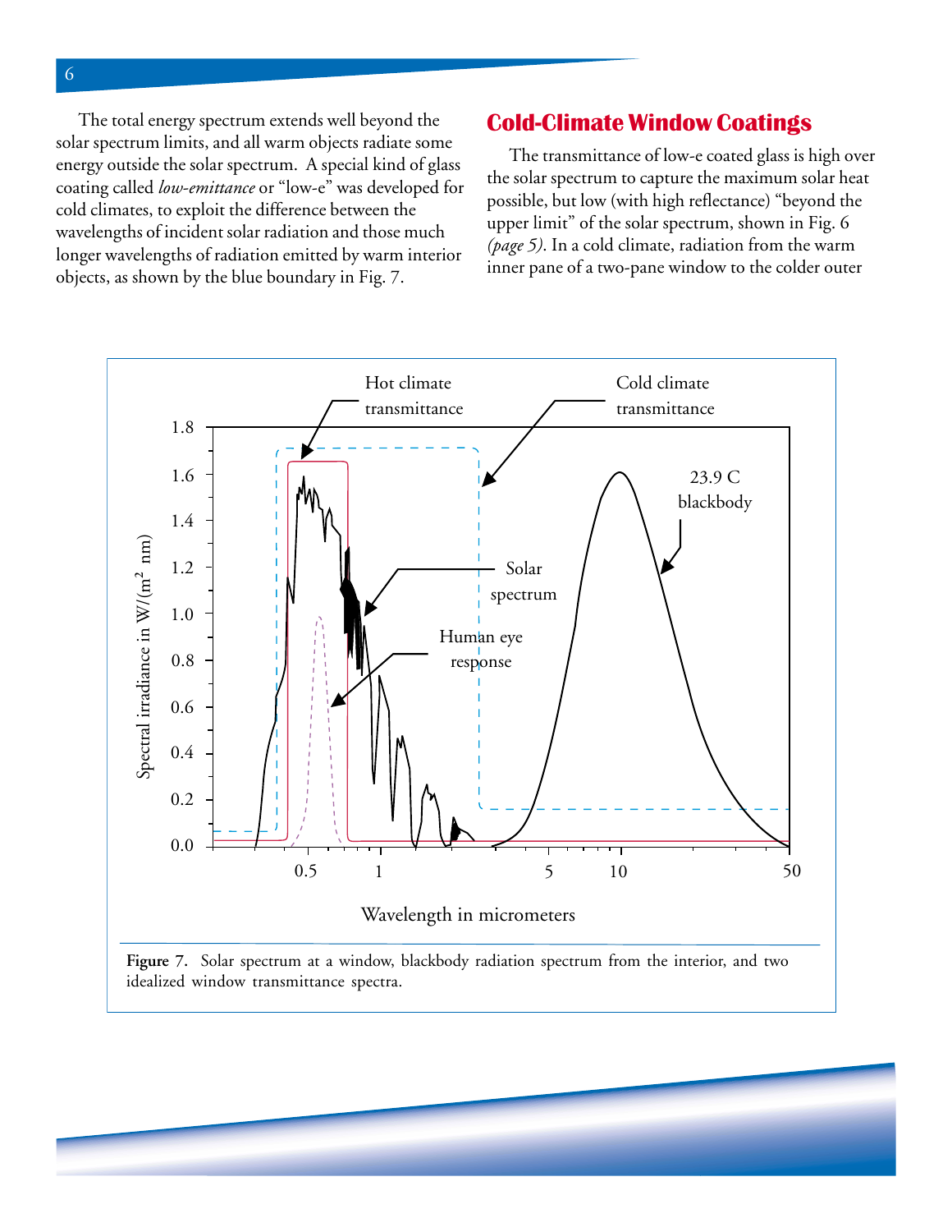The total energy spectrum extends well beyond the solar spectrum limits, and all warm objects radiate some energy outside the solar spectrum. A special kind of glass coating called *low-emittance* or "low-e" was developed for cold climates, to exploit the difference between the wavelengths of incident solar radiation and those much longer wavelengths of radiation emitted by warm interior objects, as shown by the blue boundary in Fig. 7.

## Cold-Climate Window Coatings

The transmittance of low-e coated glass is high over the solar spectrum to capture the maximum solar heat possible, but low (with high reflectance) "beyond the upper limit" of the solar spectrum, shown in Fig. 6 *(page 5)*. In a cold climate, radiation from the warm inner pane of a two-pane window to the colder outer

**Figure 7.** Solar spectrum at a window, blackbody radiation spectrum from the interior, and two idealized window transmittance spectra.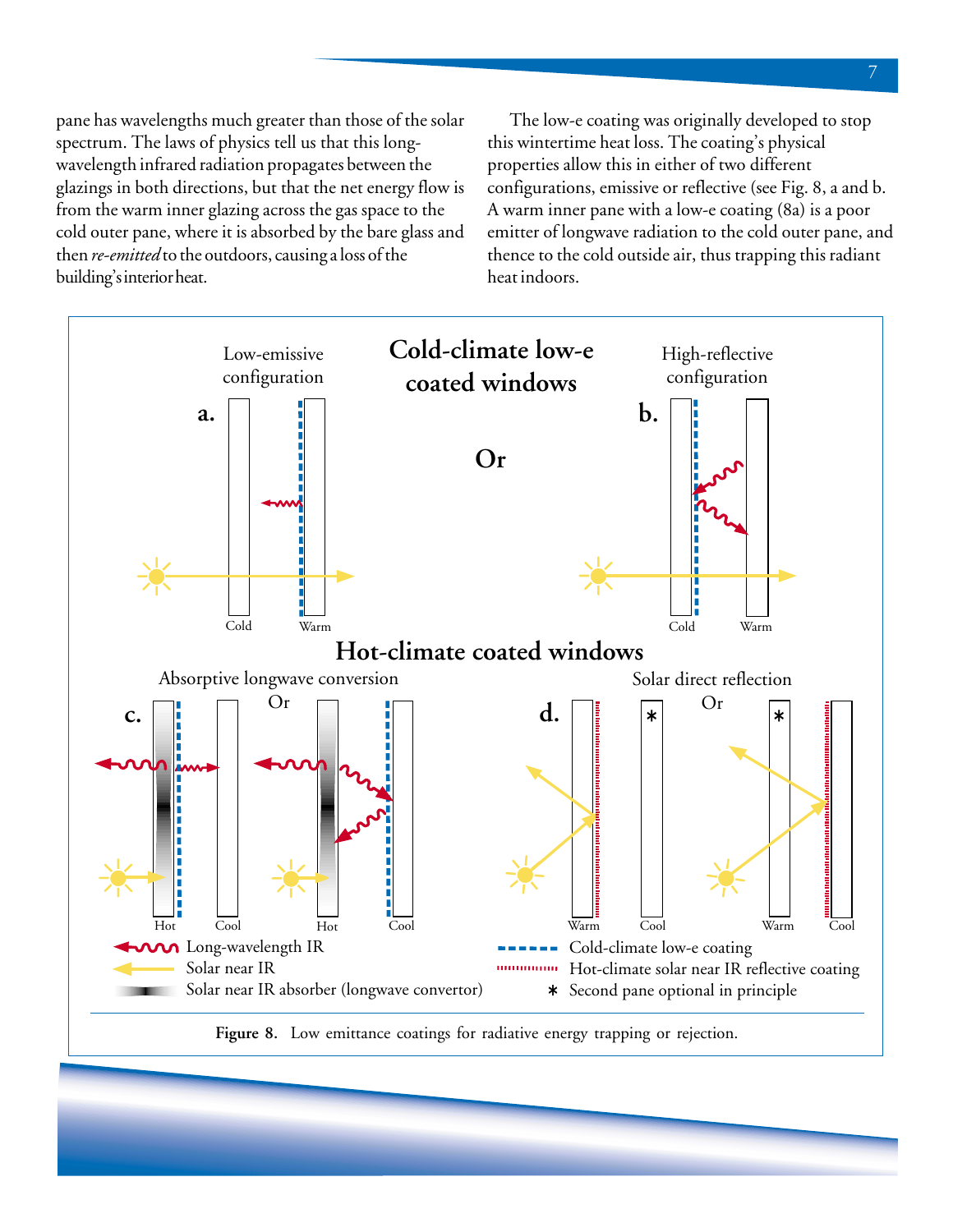pane has wavelengths much greater than those of the solar spectrum. The laws of physics tell us that this long-wavelength infrared radiation propagates between the glazings in both directions, but that the net energy flow is from the warm inner glazing across the gas space to the cold outer pane, where it is absorbed by the bare glass and then *re-emitted* to the outdoors, causing a loss of the building's interior heat.

The low-e coating was originally developed to stop this wintertime heat loss. The coating's physical properties allow this in either of two different configurations, emissive or reflective (see Fig. 8, a and b. A warm inner pane with a low-e coating (8a) is a poor emitter of longwave radiation to the cold outer pane, and thence to the cold outside air, thus trapping this radiant heat indoors.

**Figure 8.** Low emittance coatings for radiative energy trapping or rejection.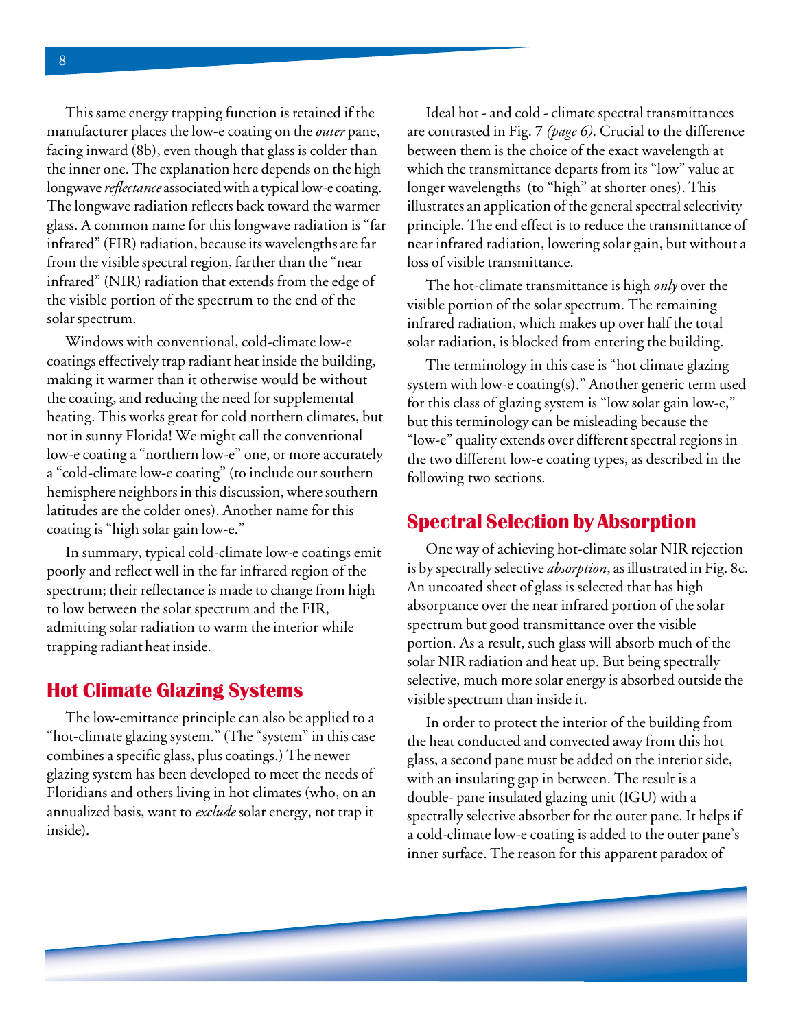This same energy trapping function is retained if the manufacturer places the low-e coating on the *outer* pane, facing inward (8b), even though that glass is colder than the inner one. The explanation here depends on the high longwave *reflectance* associated with a typical low-e coating. The longwave radiation reflects back toward the warmer glass. A common name for this longwave radiation is "far infrared" (FIR) radiation, because its wavelengths are far from the visible spectral region, farther than the "near infrared" (NIR) radiation that extends from the edge of the visible portion of the spectrum to the end of the solar spectrum.

Windows with conventional, cold-climate low-e coatings effectively trap radiant heat inside the building, making it warmer than it otherwise would be without the coating, and reducing the need for supplemental heating. This works great for cold northern climates, but not in sunny Florida! We might call the conventional low-e coating a "northern low-e" one, or more accurately a "cold-climate low-e coating" (to include our southern hemisphere neighbors in this discussion, where southern latitudes are the colder ones). Another name for this coating is "high solar gain low-e."

In summary, typical cold-climate low-e coatings emit poorly and reflect well in the far infrared region of the spectrum; their reflectance is made to change from high to low between the solar spectrum and the FIR, admitting solar radiation to warm the interior while trapping radiant heat inside.

## Hot Climate Glazing Systems

The low-emittance principle can also be applied to a "hot-climate glazing system." (The "system" in this case combines a specific glass, plus coatings.) The newer glazing system has been developed to meet the needs of Floridians and others living in hot climates (who, on an annualized basis, want to *exclude* solar energy, not trap it inside).

Ideal hot - and cold - climate spectral transmittances are contrasted in Fig. 7 *(page 6)*. Crucial to the difference between them is the choice of the exact wavelength at which the transmittance departs from its "low" value at longer wavelengths (to "high" at shorter ones). This illustrates an application of the general spectral selectivity principle. The end effect is to reduce the transmittance of near infrared radiation, lowering solar gain, but without a loss of visible transmittance.

The hot-climate transmittance is high *only* over the visible portion of the solar spectrum. The remaining infrared radiation, which makes up over half the total solar radiation, is blocked from entering the building.

The terminology in this case is "hot climate glazing system with low-e coating(s)." Another generic term used for this class of glazing system is "low solar gain low-e," but this terminology can be misleading because the "low-e" quality extends over different spectral regions in the two different low-e coating types, as described in the following two sections.

## Spectral Selection by Absorption

One way of achieving hot-climate solar NIR rejection is by spectrally selective *absorption*, as illustrated in Fig. 8c. An uncoated sheet of glass is selected that has high absorptance over the near infrared portion of the solar spectrum but good transmittance over the visible portion. As a result, such glass will absorb much of the solar NIR radiation and heat up. But being spectrally selective, much more solar energy is absorbed outside the visible spectrum than inside it.

In order to protect the interior of the building from the heat conducted and convected away from this hot glass, a second pane must be added on the interior side, with an insulating gap in between. The result is a double- pane insulated glazing unit (IGU) with a spectrally selective absorber for the outer pane. It helps if a cold-climate low-e coating is added to the outer pane's inner surface. The reason for this apparent paradox of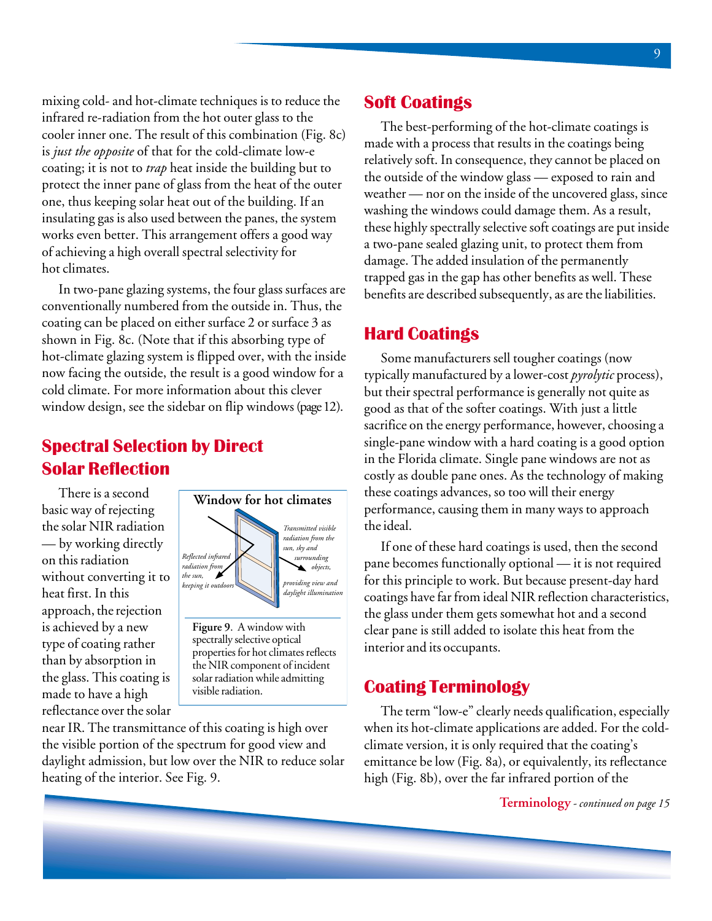mixing cold- and hot-climate techniques is to reduce the infrared re-radiation from the hot outer glass to the cooler inner one. The result of this combination (Fig. 8c) is *just the opposite* of that for the cold-climate low-e coating; it is not to *trap* heat inside the building but to protect the inner pane of glass from the heat of the outer one, thus keeping solar heat out of the building. If an insulating gas is also used between the panes, the system works even better. This arrangement offers a good way of achieving a high overall spectral selectivity for hot climates.

In two-pane glazing systems, the four glass surfaces are conventionally numbered from the outside in. Thus, the coating can be placed on either surface 2 or surface 3 as shown in Fig. 8c. (Note that if this absorbing type of hot-climate glazing system is flipped over, with the inside now facing the outside, the result is a good window for a cold climate. For more information about this clever window design, see the sidebar on flip windows (page 12).

## Spectral Selection by Direct Solar Reflection

There is a second basic way of rejecting the solar NIR radiation — by working directly on this radiation without converting it to heat first. In this approach, the rejection is achieved by a new type of coating rather than by absorption in the glass. This coating is made to have a high reflectance over the solar near IR. The transmittance of this coating is high over the visible portion of the spectrum for good view and daylight admission, but low over the NIR to reduce solar heating of the interior. See Fig. 9.

**Window for hot climates**

*Reflected infrared radiation from the sun, keeping it outdoors*

*Transmitted visible radiation from the sun, sky and surrounding objects, providing view and daylight illumination*

**Figure 9**. A window with spectrally selective optical properties for hot climates reflects the NIR component of incident solar radiation while admitting visible radiation.

## Soft Coatings

The best-performing of the hot-climate coatings is made with a process that results in the coatings being relatively soft. In consequence, they cannot be placed on the outside of the window glass — exposed to rain and weather — nor on the inside of the uncovered glass, since washing the windows could damage them. As a result, these highly spectrally selective soft coatings are put inside a two-pane sealed glazing unit, to protect them from damage. The added insulation of the permanently trapped gas in the gap has other benefits as well. These benefits are described subsequently, as are the liabilities.

## Hard Coatings

Some manufacturers sell tougher coatings (now typically manufactured by a lower-cost *pyrolytic* process), but their spectral performance is generally not quite as good as that of the softer coatings. With just a little sacrifice on the energy performance, however, choosing a single-pane window with a hard coating is a good option in the Florida climate. Single pane windows are not as costly as double pane ones. As the technology of making these coatings advances, so too will their energy performance, causing them in many ways to approach the ideal.

If one of these hard coatings is used, then the second pane becomes functionally optional — it is not required for this principle to work. But because present-day hard coatings have far from ideal NIR reflection characteristics, the glass under them gets somewhat hot and a second clear pane is still added to isolate this heat from the interior and its occupants.

## Coating Terminology

The term "low-e" clearly needs qualification, especially when its hot-climate applications are added. For the cold-climate version, it is only required that the coating's emittance be low (Fig. 8a), or equivalently, its reflectance high (Fig. 8b), over the far infrared portion of the

**Terminology** - *continued on page 15*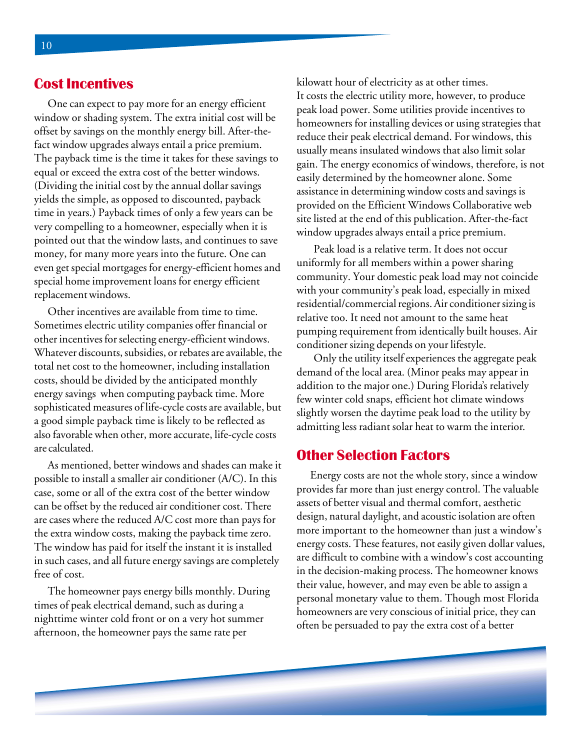## Cost Incentives

One can expect to pay more for an energy efficient window or shading system. The extra initial cost will be offset by savings on the monthly energy bill. After-the-fact window upgrades always entail a price premium. The payback time is the time it takes for these savings to equal or exceed the extra cost of the better windows. (Dividing the initial cost by the annual dollar savings yields the simple, as opposed to discounted, payback time in years.) Payback times of only a few years can be very compelling to a homeowner, especially when it is pointed out that the window lasts, and continues to save money, for many more years into the future. One can even get special mortgages for energy-efficient homes and special home improvement loans for energy efficient replacement windows.

Other incentives are available from time to time. Sometimes electric utility companies offer financial or other incentives for selecting energy-efficient windows. Whatever discounts, subsidies, or rebates are available, the total net cost to the homeowner, including installation costs, should be divided by the anticipated monthly energy savings when computing payback time. More sophisticated measures of life-cycle costs are available, but a good simple payback time is likely to be reflected as also favorable when other, more accurate, life-cycle costs are calculated.

As mentioned, better windows and shades can make it possible to install a smaller air conditioner (A/C). In this case, some or all of the extra cost of the better window can be offset by the reduced air conditioner cost. There are cases where the reduced A/C cost more than pays for the extra window costs, making the payback time zero. The window has paid for itself the instant it is installed in such cases, and all future energy savings are completely free of cost.

The homeowner pays energy bills monthly. During times of peak electrical demand, such as during a nighttime winter cold front or on a very hot summer afternoon, the homeowner pays the same rate per kilowatt hour of electricity as at other times. It costs the electric utility more, however, to produce peak load power. Some utilities provide incentives to homeowners for installing devices or using strategies that reduce their peak electrical demand. For windows, this usually means insulated windows that also limit solar gain. The energy economics of windows, therefore, is not easily determined by the homeowner alone. Some assistance in determining window costs and savings is provided on the Efficient Windows Collaborative web site listed at the end of this publication. After-the-fact window upgrades always entail a price premium.

Peak load is a relative term. It does not occur uniformly for all members within a power sharing community. Your domestic peak load may not coincide with your community's peak load, especially in mixed residential/commercial regions. Air conditioner sizing is relative too. It need not amount to the same heat pumping requirement from identically built houses. Air conditioner sizing depends on your lifestyle.

Only the utility itself experiences the aggregate peak demand of the local area. (Minor peaks may appear in addition to the major one.) During Florida's relatively few winter cold snaps, efficient hot climate windows slightly worsen the daytime peak load to the utility by admitting less radiant solar heat to warm the interior.

## Other Selection Factors

Energy costs are not the whole story, since a window provides far more than just energy control. The valuable assets of better visual and thermal comfort, aesthetic design, natural daylight, and acoustic isolation are often more important to the homeowner than just a window's energy costs. These features, not easily given dollar values, are difficult to combine with a window's cost accounting in the decision-making process. The homeowner knows their value, however, and may even be able to assign a personal monetary value to them. Though most Florida homeowners are very conscious of initial price, they can often be persuaded to pay the extra cost of a better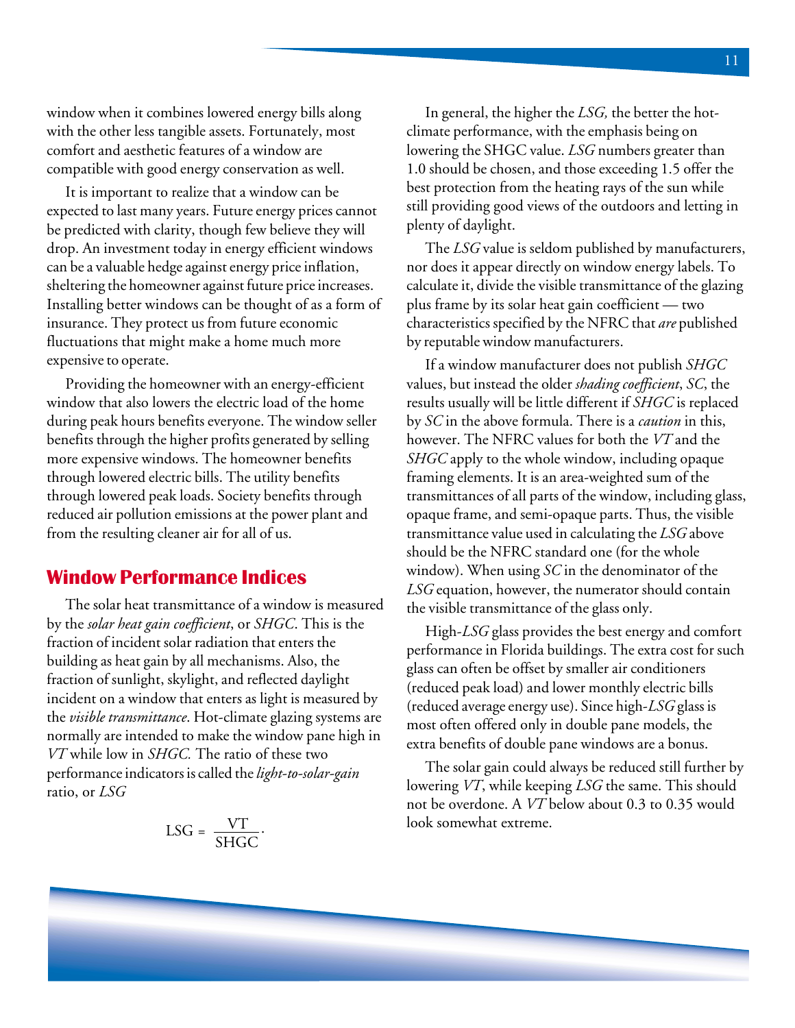window when it combines lowered energy bills along with the other less tangible assets. Fortunately, most comfort and aesthetic features of a window are compatible with good energy conservation as well.

It is important to realize that a window can be expected to last many years. Future energy prices cannot be predicted with clarity, though few believe they will drop. An investment today in energy efficient windows can be a valuable hedge against energy price inflation, sheltering the homeowner against future price increases. Installing better windows can be thought of as a form of insurance. They protect us from future economic fluctuations that might make a home much more expensive to operate.

Providing the homeowner with an energy-efficient window that also lowers the electric load of the home during peak hours benefits everyone. The window seller benefits through the higher profits generated by selling more expensive windows. The homeowner benefits through lowered electric bills. The utility benefits through lowered peak loads. Society benefits through reduced air pollution emissions at the power plant and from the resulting cleaner air for all of us.

## Window Performance Indices

The solar heat transmittance of a window is measured by the *solar heat gain coefficient*, or *SHGC*. This is the fraction of incident solar radiation that enters the building as heat gain by all mechanisms. Also, the fraction of sunlight, skylight, and reflected daylight incident on a window that enters as light is measured by the *visible transmittance*. Hot-climate glazing systems are normally are intended to make the window pane high in *VT* while low in *SHGC.* The ratio of these two performance indicators is called the *light-to-solar-gain* ratio, or *LSG*

$$LSG = \frac{VT}{SHGC}.$$

In general, the higher the *LSG,* the better the hot-climate performance, with the emphasis being on lowering the SHGC value. *LSG* numbers greater than 1.0 should be chosen, and those exceeding 1.5 offer the best protection from the heating rays of the sun while still providing good views of the outdoors and letting in plenty of daylight.

The *LSG* value is seldom published by manufacturers, nor does it appear directly on window energy labels. To calculate it, divide the visible transmittance of the glazing plus frame by its solar heat gain coefficient — two characteristics specified by the NFRC that *are* published by reputable window manufacturers.

If a window manufacturer does not publish *SHGC* values, but instead the older *shading coefficient*, *SC*, the results usually will be little different if *SHGC* is replaced by *SC* in the above formula. There is a *caution* in this, however. The NFRC values for both the *VT* and the *SHGC* apply to the whole window, including opaque framing elements. It is an area-weighted sum of the transmittances of all parts of the window, including glass, opaque frame, and semi-opaque parts. Thus, the visible transmittance value used in calculating the *LSG* above should be the NFRC standard one (for the whole window). When using *SC* in the denominator of the *LSG* equation, however, the numerator should contain the visible transmittance of the glass only.

High-*LSG* glass provides the best energy and comfort performance in Florida buildings. The extra cost for such glass can often be offset by smaller air conditioners (reduced peak load) and lower monthly electric bills (reduced average energy use). Since high-*LSG* glass is most often offered only in double pane models, the extra benefits of double pane windows are a bonus.

The solar gain could always be reduced still further by lowering *VT*, while keeping *LSG* the same. This should not be overdone. A *VT* below about 0.3 to 0.35 would look somewhat extreme.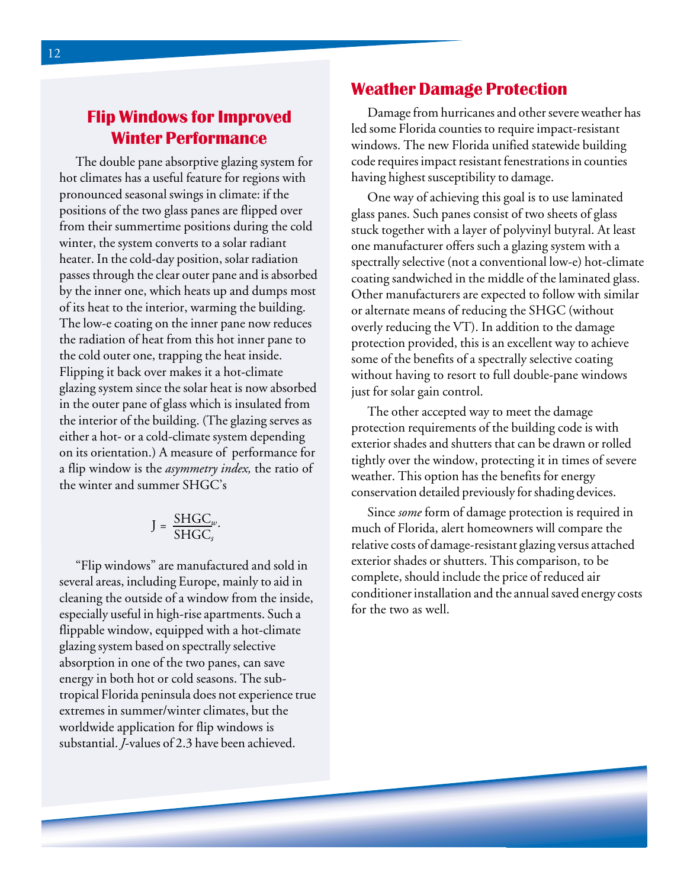## Flip Windows for Improved Winter Performance

The double pane absorptive glazing system for hot climates has a useful feature for regions with pronounced seasonal swings in climate: if the positions of the two glass panes are flipped over from their summertime positions during the cold winter, the system converts to a solar radiant heater. In the cold-day position, solar radiation passes through the clear outer pane and is absorbed by the inner one, which heats up and dumps most of its heat to the interior, warming the building. The low-e coating on the inner pane now reduces the radiation of heat from this hot inner pane to the cold outer one, trapping the heat inside. Flipping it back over makes it a hot-climate glazing system since the solar heat is now absorbed in the outer pane of glass which is insulated from the interior of the building. (The glazing serves as either a hot- or a cold-climate system depending on its orientation.) A measure of performance for a flip window is the *asymmetry index,* the ratio of the winter and summer SHGC's

$$J = \frac{SHGC_w}{SHGC_s}.$$

"Flip windows" are manufactured and sold in several areas, including Europe, mainly to aid in cleaning the outside of a window from the inside, especially useful in high-rise apartments. Such a flippable window, equipped with a hot-climate glazing system based on spectrally selective absorption in one of the two panes, can save energy in both hot or cold seasons. The sub-tropical Florida peninsula does not experience true extremes in summer/winter climates, but the worldwide application for flip windows is substantial. *J*-values of 2.3 have been achieved.

## Weather Damage Protection

Damage from hurricanes and other severe weather has led some Florida counties to require impact-resistant windows. The new Florida unified statewide building code requires impact resistant fenestrations in counties having highest susceptibility to damage.

One way of achieving this goal is to use laminated glass panes. Such panes consist of two sheets of glass stuck together with a layer of polyvinyl butyral. At least one manufacturer offers such a glazing system with a spectrally selective (not a conventional low-e) hot-climate coating sandwiched in the middle of the laminated glass. Other manufacturers are expected to follow with similar or alternate means of reducing the SHGC (without overly reducing the VT). In addition to the damage protection provided, this is an excellent way to achieve some of the benefits of a spectrally selective coating without having to resort to full double-pane windows just for solar gain control.

The other accepted way to meet the damage protection requirements of the building code is with exterior shades and shutters that can be drawn or rolled tightly over the window, protecting it in times of severe weather. This option has the benefits for energy conservation detailed previously for shading devices.

Since *some* form of damage protection is required in much of Florida, alert homeowners will compare the relative costs of damage-resistant glazing versus attached exterior shades or shutters. This comparison, to be complete, should include the price of reduced air conditioner installation and the annual saved energy costs for the two as well.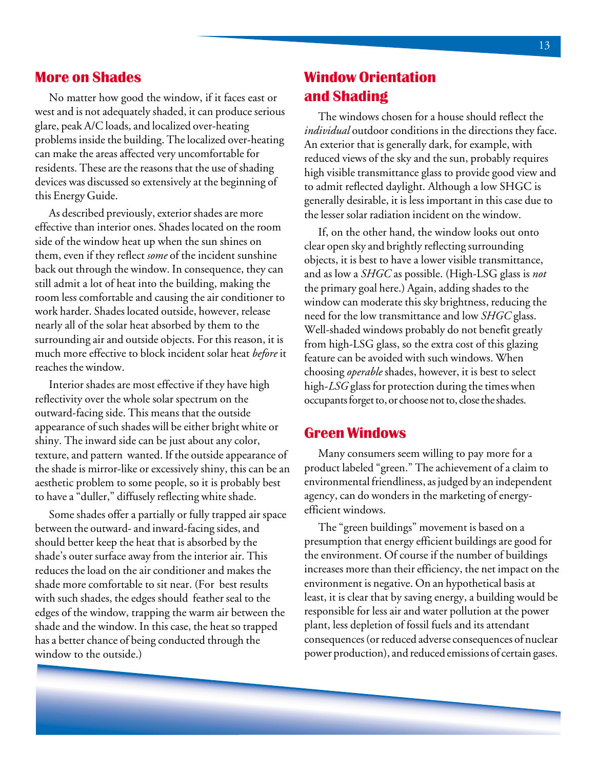## More on Shades

No matter how good the window, if it faces east or west and is not adequately shaded, it can produce serious glare, peak A/C loads, and localized over-heating problems inside the building. The localized over-heating can make the areas affected very uncomfortable for residents. These are the reasons that the use of shading devices was discussed so extensively at the beginning of this Energy Guide.

As described previously, exterior shades are more effective than interior ones. Shades located on the room side of the window heat up when the sun shines on them, even if they reflect *some* of the incident sunshine back out through the window. In consequence, they can still admit a lot of heat into the building, making the room less comfortable and causing the air conditioner to work harder. Shades located outside, however, release nearly all of the solar heat absorbed by them to the surrounding air and outside objects. For this reason, it is much more effective to block incident solar heat *before* it reaches the window.

Interior shades are most effective if they have high reflectivity over the whole solar spectrum on the outward-facing side. This means that the outside appearance of such shades will be either bright white or shiny. The inward side can be just about any color, texture, and pattern wanted. If the outside appearance of the shade is mirror-like or excessively shiny, this can be an aesthetic problem to some people, so it is probably best to have a "duller," diffusely reflecting white shade.

Some shades offer a partially or fully trapped air space between the outward- and inward-facing sides, and should better keep the heat that is absorbed by the shade's outer surface away from the interior air. This reduces the load on the air conditioner and makes the shade more comfortable to sit near. (For best results with such shades, the edges should feather seal to the edges of the window, trapping the warm air between the shade and the window. In this case, the heat so trapped has a better chance of being conducted through the window to the outside.)

## Window Orientation and Shading

The windows chosen for a house should reflect the *individual* outdoor conditions in the directions they face. An exterior that is generally dark, for example, with reduced views of the sky and the sun, probably requires high visible transmittance glass to provide good view and to admit reflected daylight. Although a low SHGC is generally desirable, it is less important in this case due to the lesser solar radiation incident on the window.

If, on the other hand, the window looks out onto clear open sky and brightly reflecting surrounding objects, it is best to have a lower visible transmittance, and as low a *SHGC* as possible. (High-LSG glass is *not* the primary goal here.) Again, adding shades to the window can moderate this sky brightness, reducing the need for the low transmittance and low *SHGC* glass. Well-shaded windows probably do not benefit greatly from high-LSG glass, so the extra cost of this glazing feature can be avoided with such windows. When choosing *operable* shades, however, it is best to select high-*LSG* glass for protection during the times when occupants forget to, or choose not to, close the shades.

## Green Windows

Many consumers seem willing to pay more for a product labeled "green." The achievement of a claim to environmental friendliness, as judged by an independent agency, can do wonders in the marketing of energy-efficient windows.

The "green buildings" movement is based on a presumption that energy efficient buildings are good for the environment. Of course if the number of buildings increases more than their efficiency, the net impact on the environment is negative. On an hypothetical basis at least, it is clear that by saving energy, a building would be responsible for less air and water pollution at the power plant, less depletion of fossil fuels and its attendant consequences (or reduced adverse consequences of nuclear power production), and reduced emissions of certain gases.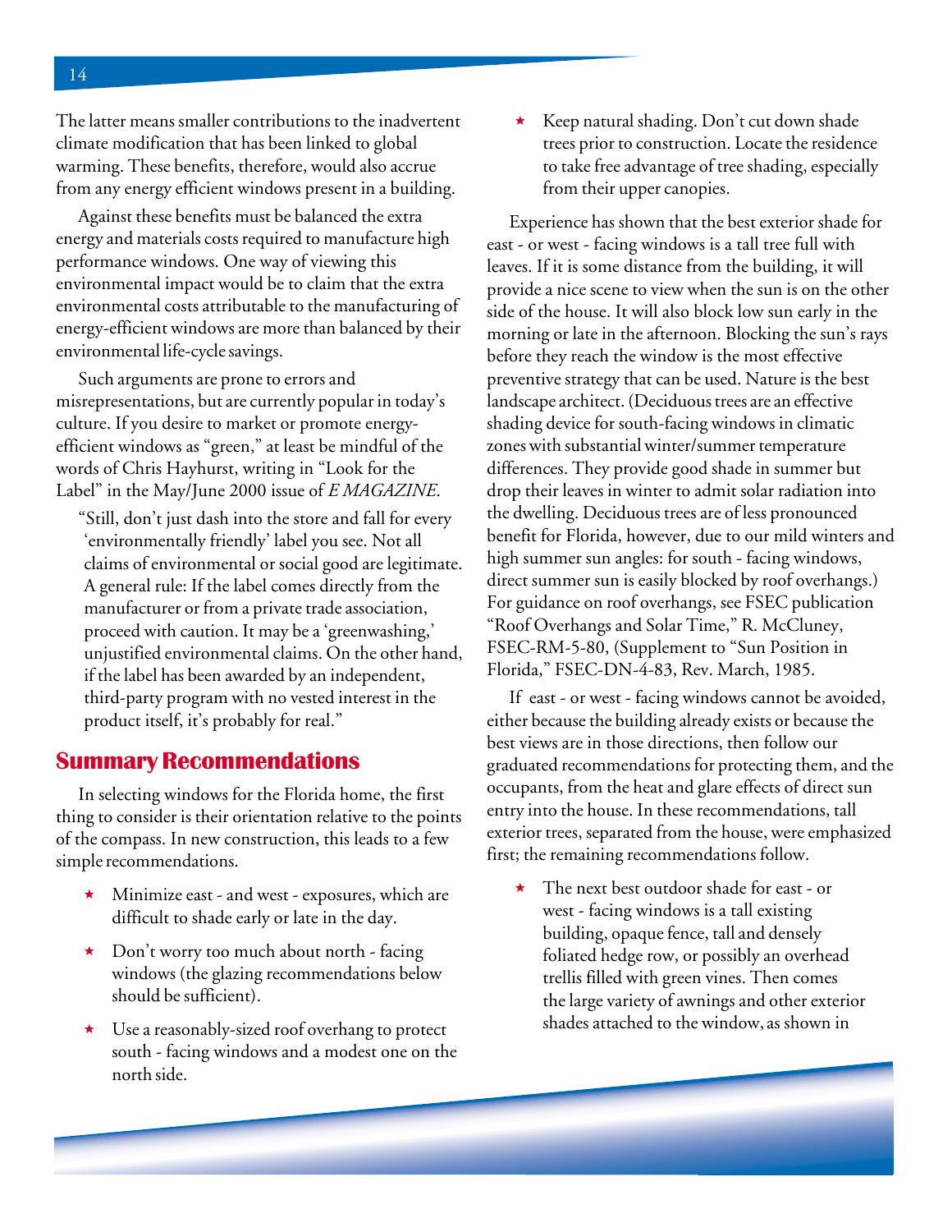The latter means smaller contributions to the inadvertent climate modification that has been linked to global warming. These benefits, therefore, would also accrue from any energy efficient windows present in a building.

Against these benefits must be balanced the extra energy and materials costs required to manufacture high performance windows. One way of viewing this environmental impact would be to claim that the extra environmental costs attributable to the manufacturing of energy-efficient windows are more than balanced by their environmental life-cycle savings.

Such arguments are prone to errors and misrepresentations, but are currently popular in today's culture. If you desire to market or promote energy-efficient windows as "green," at least be mindful of the words of Chris Hayhurst, writing in "Look for the Label" in the May/June 2000 issue of *E MAGAZINE*.

> "Still, don't just dash into the store and fall for every 'environmentally friendly' label you see. Not all claims of environmental or social good are legitimate. A general rule: If the label comes directly from the manufacturer or from a private trade association, proceed with caution. It may be a 'greenwashing,' unjustified environmental claims. On the other hand, if the label has been awarded by an independent, third-party program with no vested interest in the product itself, it's probably for real."

## Summary Recommendations

In selecting windows for the Florida home, the first thing to consider is their orientation relative to the points of the compass. In new construction, this leads to a few simple recommendations.

- Minimize east - and west - exposures, which are difficult to shade early or late in the day.
- Don't worry too much about north - facing windows (the glazing recommendations below should be sufficient).
- Use a reasonably-sized roof overhang to protect south - facing windows and a modest one on the north side.
- Keep natural shading. Don't cut down shade trees prior to construction. Locate the residence to take free advantage of tree shading, especially from their upper canopies.

Experience has shown that the best exterior shade for east - or west - facing windows is a tall tree full with leaves. If it is some distance from the building, it will provide a nice scene to view when the sun is on the other side of the house. It will also block low sun early in the morning or late in the afternoon. Blocking the sun's rays before they reach the window is the most effective preventive strategy that can be used. Nature is the best landscape architect. (Deciduous trees are an effective shading device for south-facing windows in climatic zones with substantial winter/summer temperature differences. They provide good shade in summer but drop their leaves in winter to admit solar radiation into the dwelling. Deciduous trees are of less pronounced benefit for Florida, however, due to our mild winters and high summer sun angles: for south - facing windows, direct summer sun is easily blocked by roof overhangs.) For guidance on roof overhangs, see FSEC publication "Roof Overhangs and Solar Time," R. McCluney, FSEC-RM-5-80, (Supplement to "Sun Position in Florida," FSEC-DN-4-83, Rev. March, 1985.

If east - or west - facing windows cannot be avoided, either because the building already exists or because the best views are in those directions, then follow our graduated recommendations for protecting them, and the occupants, from the heat and glare effects of direct sun entry into the house. In these recommendations, tall exterior trees, separated from the house, were emphasized first; the remaining recommendations follow.

- The next best outdoor shade for east - or west - facing windows is a tall existing building, opaque fence, tall and densely foliated hedge row, or possibly an overhead trellis filled with green vines. Then comes the large variety of awnings and other exterior shades attached to the window, as shown in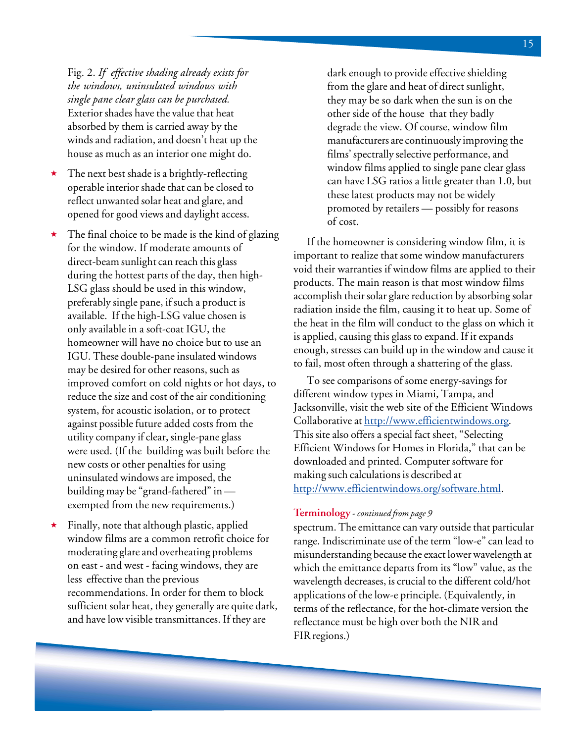Fig. 2. *If effective shading already exists for the windows, uninsulated windows with single pane clear glass can be purchased.* Exterior shades have the value that heat absorbed by them is carried away by the winds and radiation, and doesn't heat up the house as much as an interior one might do.

- The next best shade is a brightly-reflecting operable interior shade that can be closed to reflect unwanted solar heat and glare, and opened for good views and daylight access.
- The final choice to be made is the kind of glazing for the window. If moderate amounts of direct-beam sunlight can reach this glass during the hottest parts of the day, then high-LSG glass should be used in this window, preferably single pane, if such a product is available. If the high-LSG value chosen is only available in a soft-coat IGU, the homeowner will have no choice but to use an IGU. These double-pane insulated windows may be desired for other reasons, such as improved comfort on cold nights or hot days, to reduce the size and cost of the air conditioning system, for acoustic isolation, or to protect against possible future added costs from the utility company if clear, single-pane glass were used. (If the building was built before the new costs or other penalties for using uninsulated windows are imposed, the building may be "grand-fathered" in — exempted from the new requirements.)
- Finally, note that although plastic, applied window films are a common retrofit choice for moderating glare and overheating problems on east - and west - facing windows, they are less effective than the previous recommendations. In order for them to block sufficient solar heat, they generally are quite dark, and have low visible transmittances. If they are dark enough to provide effective shielding from the glare and heat of direct sunlight, they may be so dark when the sun is on the other side of the house that they badly degrade the view. Of course, window film manufacturers are continuously improving the films' spectrally selective performance, and window films applied to single pane clear glass can have LSG ratios a little greater than 1.0, but these latest products may not be widely promoted by retailers — possibly for reasons of cost.

If the homeowner is considering window film, it is important to realize that some window manufacturers void their warranties if window films are applied to their products. The main reason is that most window films accomplish their solar glare reduction by absorbing solar radiation inside the film, causing it to heat up. Some of the heat in the film will conduct to the glass on which it is applied, causing this glass to expand. If it expands enough, stresses can build up in the window and cause it to fail, most often through a shattering of the glass.

To see comparisons of some energy-savings for different window types in Miami, Tampa, and Jacksonville, visit the web site of the Efficient Windows Collaborative at http://www.efficientwindows.org. This site also offers a special fact sheet, "Selecting Efficient Windows for Homes in Florida," that can be downloaded and printed. Computer software for making such calculations is described at http://www.efficientwindows.org/software.html.

**Terminology** - *continued from page 9*

spectrum. The emittance can vary outside that particular range. Indiscriminate use of the term "low-e" can lead to misunderstanding because the exact lower wavelength at which the emittance departs from its "low" value, as the wavelength decreases, is crucial to the different cold/hot applications of the low-e principle. (Equivalently, in terms of the reflectance, for the hot-climate version the reflectance must be high over both the NIR and FIR regions.)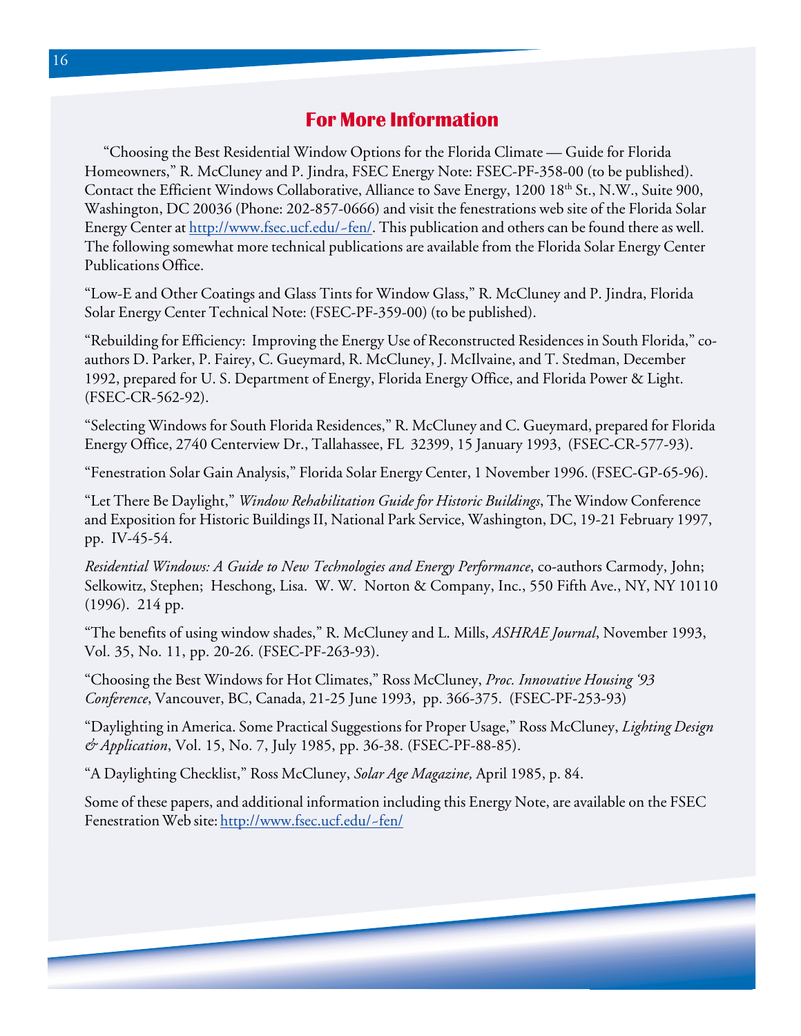## For More Information

"Choosing the Best Residential Window Options for the Florida Climate — Guide for Florida Homeowners," R. McCluney and P. Jindra, FSEC Energy Note: FSEC-PF-358-00 (to be published). Contact the Efficient Windows Collaborative, Alliance to Save Energy, 1200 18th St., N.W., Suite 900, Washington, DC 20036 (Phone: 202-857-0666) and visit the fenestrations web site of the Florida Solar Energy Center at http://www.fsec.ucf.edu/~fen/. This publication and others can be found there as well. The following somewhat more technical publications are available from the Florida Solar Energy Center Publications Office.

"Low-E and Other Coatings and Glass Tints for Window Glass," R. McCluney and P. Jindra, Florida Solar Energy Center Technical Note: (FSEC-PF-359-00) (to be published).

"Rebuilding for Efficiency: Improving the Energy Use of Reconstructed Residences in South Florida," co-authors D. Parker, P. Fairey, C. Gueymard, R. McCluney, J. McIlvaine, and T. Stedman, December 1992, prepared for U. S. Department of Energy, Florida Energy Office, and Florida Power & Light. (FSEC-CR-562-92).

"Selecting Windows for South Florida Residences," R. McCluney and C. Gueymard, prepared for Florida Energy Office, 2740 Centerview Dr., Tallahassee, FL 32399, 15 January 1993, (FSEC-CR-577-93).

"Fenestration Solar Gain Analysis," Florida Solar Energy Center, 1 November 1996. (FSEC-GP-65-96).

"Let There Be Daylight," *Window Rehabilitation Guide for Historic Buildings*, The Window Conference and Exposition for Historic Buildings II, National Park Service, Washington, DC, 19-21 February 1997, pp. IV-45-54.

*Residential Windows: A Guide to New Technologies and Energy Performance*, co-authors Carmody, John; Selkowitz, Stephen; Heschong, Lisa. W. W. Norton & Company, Inc., 550 Fifth Ave., NY, NY 10110 (1996). 214 pp.

"The benefits of using window shades," R. McCluney and L. Mills, *ASHRAE Journal*, November 1993, Vol. 35, No. 11, pp. 20-26. (FSEC-PF-263-93).

"Choosing the Best Windows for Hot Climates," Ross McCluney, *Proc. Innovative Housing '93 Conference*, Vancouver, BC, Canada, 21-25 June 1993, pp. 366-375. (FSEC-PF-253-93)

"Daylighting in America. Some Practical Suggestions for Proper Usage," Ross McCluney, *Lighting Design & Application*, Vol. 15, No. 7, July 1985, pp. 36-38. (FSEC-PF-88-85).

"A Daylighting Checklist," Ross McCluney, *Solar Age Magazine,* April 1985, p. 84.

Some of these papers, and additional information including this Energy Note, are available on the FSEC Fenestration Web site: http://www.fsec.ucf.edu/~fen/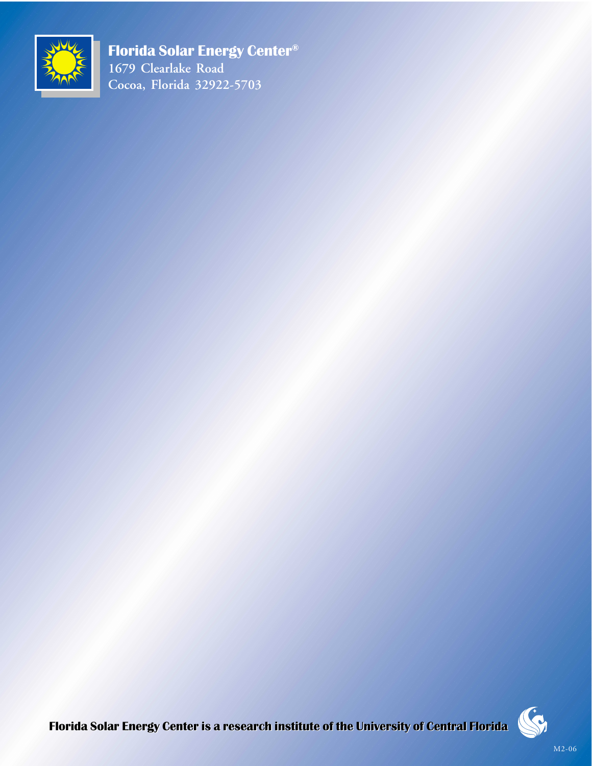**Florida Solar Energy Center®**
1679 Clearlake Road
Cocoa, Florida 32922-5703

**Florida Solar Energy Center is a research institute of the University of Central Florida**

M2-06